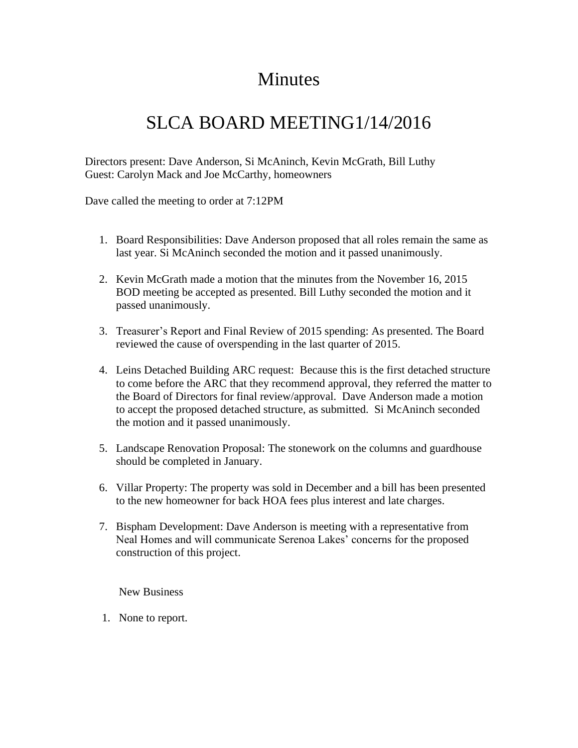# Minutes

# SLCA BOARD MEETING1/14/2016

Directors present: Dave Anderson, Si McAninch, Kevin McGrath, Bill Luthy
Guest: Carolyn Mack and Joe McCarthy, homeowners

Dave called the meeting to order at 7:12PM

1. Board Responsibilities: Dave Anderson proposed that all roles remain the same as last year. Si McAninch seconded the motion and it passed unanimously.

2. Kevin McGrath made a motion that the minutes from the November 16, 2015 BOD meeting be accepted as presented. Bill Luthy seconded the motion and it passed unanimously.

3. Treasurer's Report and Final Review of 2015 spending: As presented. The Board reviewed the cause of overspending in the last quarter of 2015.

4. Leins Detached Building ARC request: Because this is the first detached structure to come before the ARC that they recommend approval, they referred the matter to the Board of Directors for final review/approval. Dave Anderson made a motion to accept the proposed detached structure, as submitted. Si McAninch seconded the motion and it passed unanimously.

5. Landscape Renovation Proposal: The stonework on the columns and guardhouse should be completed in January.

6. Villar Property: The property was sold in December and a bill has been presented to the new homeowner for back HOA fees plus interest and late charges.

7. Bispham Development: Dave Anderson is meeting with a representative from Neal Homes and will communicate Serenoa Lakes' concerns for the proposed construction of this project.

New Business

1. None to report.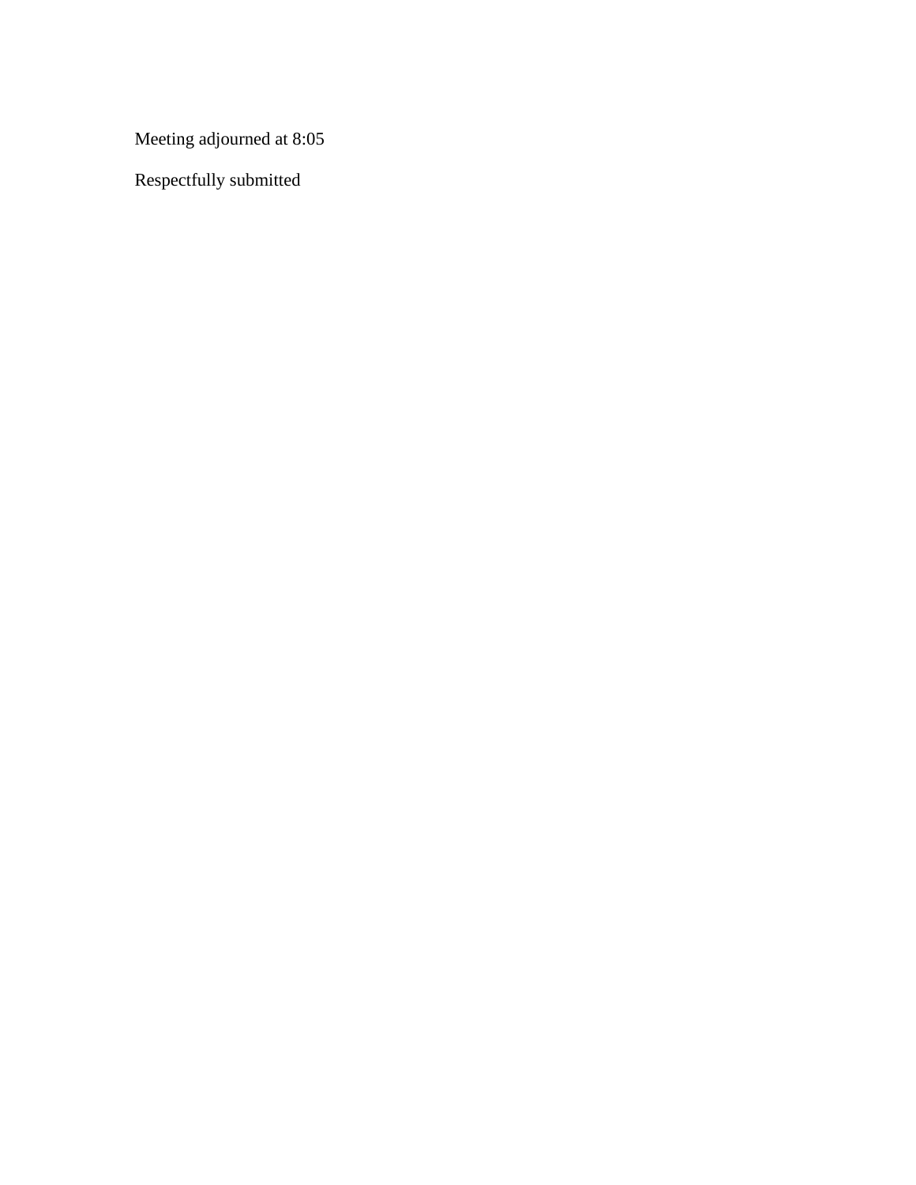Meeting adjourned at 8:05

Respectfully submitted